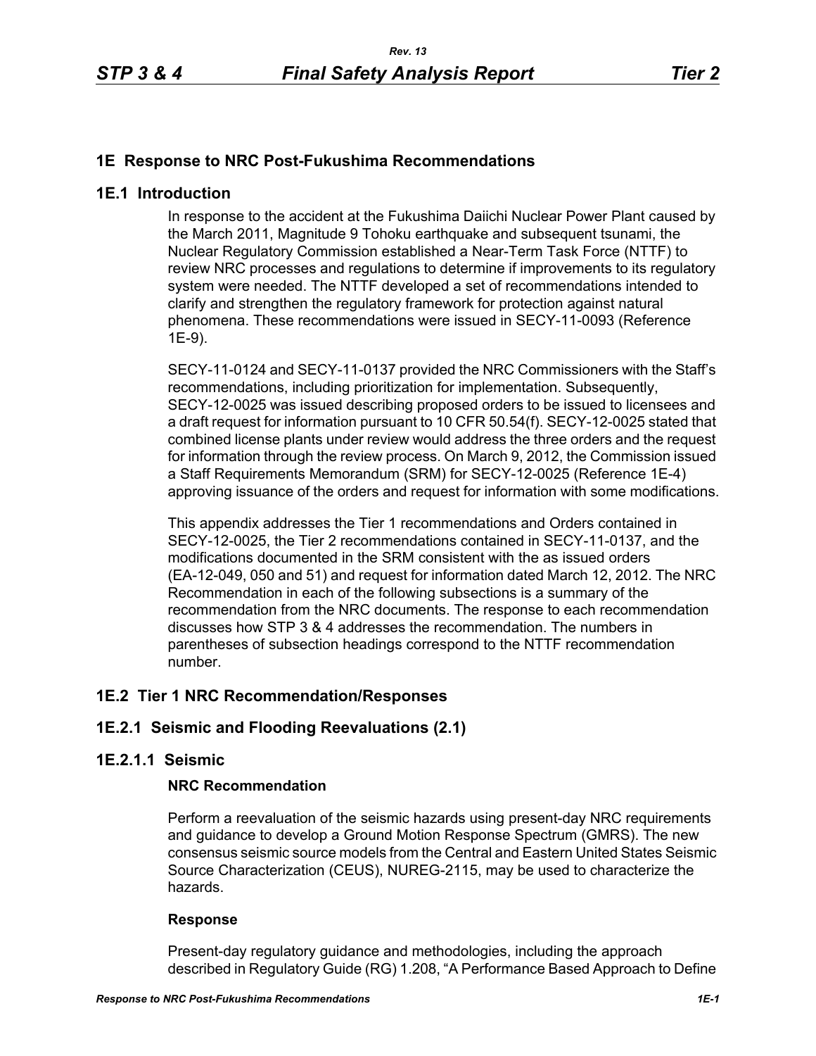# 1E Response to NRC Post-Fukushima Recommendations

## 1E.1 Introduction

In response to the accident at the Fukushima Daiichi Nuclear Power Plant caused by the March 2011, Magnitude 9 Tohoku earthquake and subsequent tsunami, the Nuclear Regulatory Commission established a Near-Term Task Force (NTTF) to review NRC processes and regulations to determine if improvements to its regulatory system were needed. The NTTF developed a set of recommendations intended to clarify and strengthen the regulatory framework for protection against natural phenomena. These recommendations were issued in SECY-11-0093 (Reference 1E-9).

SECY-11-0124 and SECY-11-0137 provided the NRC Commissioners with the Staff's recommendations, including prioritization for implementation. Subsequently, SECY-12-0025 was issued describing proposed orders to be issued to licensees and a draft request for information pursuant to 10 CFR 50.54(f). SECY-12-0025 stated that combined license plants under review would address the three orders and the request for information through the review process. On March 9, 2012, the Commission issued a Staff Requirements Memorandum (SRM) for SECY-12-0025 (Reference 1E-4) approving issuance of the orders and request for information with some modifications.

This appendix addresses the Tier 1 recommendations and Orders contained in SECY-12-0025, the Tier 2 recommendations contained in SECY-11-0137, and the modifications documented in the SRM consistent with the as issued orders (EA-12-049, 050 and 51) and request for information dated March 12, 2012. The NRC Recommendation in each of the following subsections is a summary of the recommendation from the NRC documents. The response to each recommendation discusses how STP 3 & 4 addresses the recommendation. The numbers in parentheses of subsection headings correspond to the NTTF recommendation number.

## 1E.2 Tier 1 NRC Recommendation/Responses

### 1E.2.1 Seismic and Flooding Reevaluations (2.1)

#### 1E.2.1.1 Seismic

**NRC Recommendation**

Perform a reevaluation of the seismic hazards using present-day NRC requirements and guidance to develop a Ground Motion Response Spectrum (GMRS). The new consensus seismic source models from the Central and Eastern United States Seismic Source Characterization (CEUS), NUREG-2115, may be used to characterize the hazards.

**Response**

Present-day regulatory guidance and methodologies, including the approach described in Regulatory Guide (RG) 1.208, "A Performance Based Approach to Define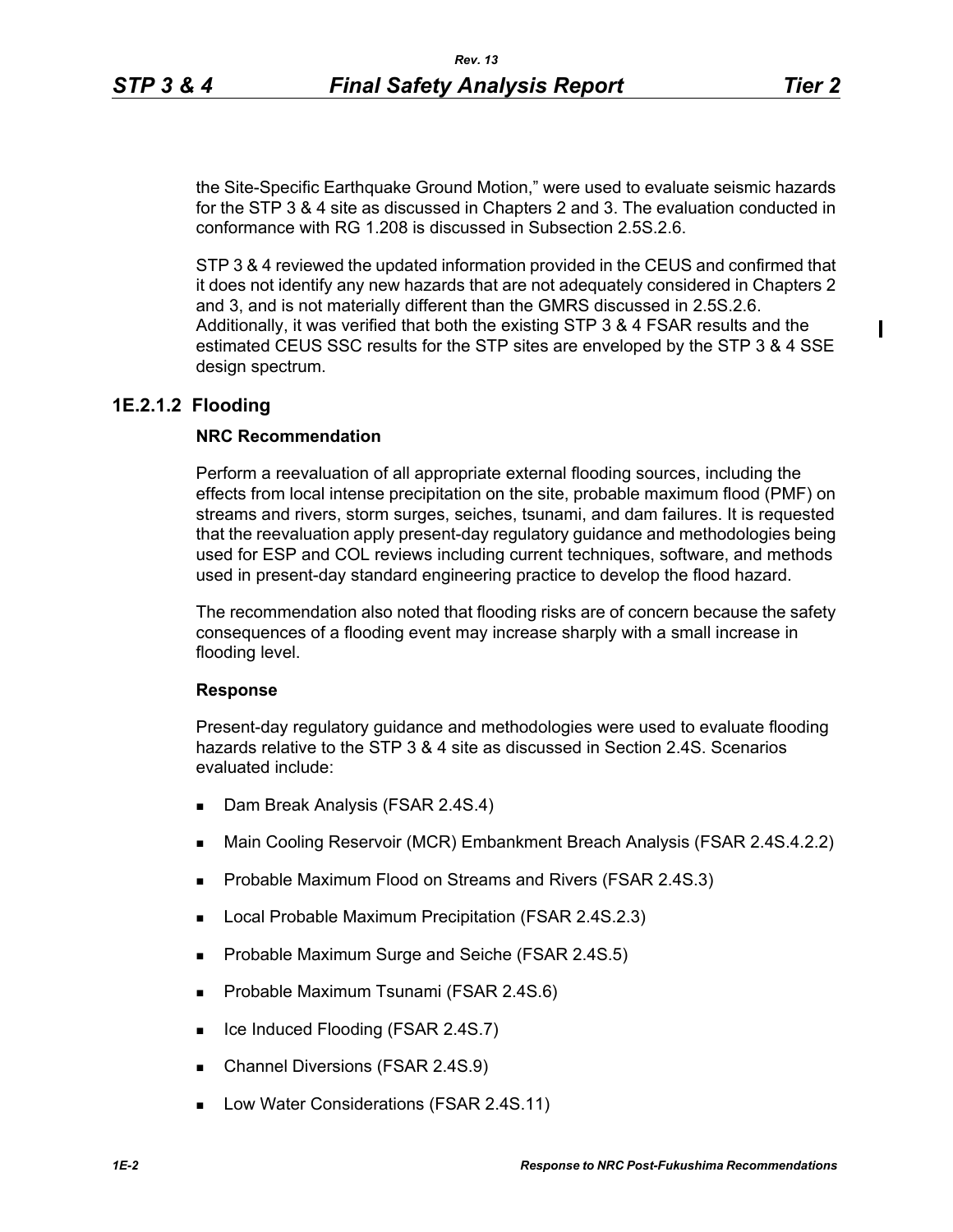the Site-Specific Earthquake Ground Motion," were used to evaluate seismic hazards for the STP 3 & 4 site as discussed in Chapters 2 and 3. The evaluation conducted in conformance with RG 1.208 is discussed in Subsection 2.5S.2.6.

STP 3 & 4 reviewed the updated information provided in the CEUS and confirmed that it does not identify any new hazards that are not adequately considered in Chapters 2 and 3, and is not materially different than the GMRS discussed in 2.5S.2.6. Additionally, it was verified that both the existing STP 3 & 4 FSAR results and the estimated CEUS SSC results for the STP sites are enveloped by the STP 3 & 4 SSE design spectrum.

### 1E.2.1.2 Flooding

**NRC Recommendation**

Perform a reevaluation of all appropriate external flooding sources, including the effects from local intense precipitation on the site, probable maximum flood (PMF) on streams and rivers, storm surges, seiches, tsunami, and dam failures. It is requested that the reevaluation apply present-day regulatory guidance and methodologies being used for ESP and COL reviews including current techniques, software, and methods used in present-day standard engineering practice to develop the flood hazard.

The recommendation also noted that flooding risks are of concern because the safety consequences of a flooding event may increase sharply with a small increase in flooding level.

**Response**

Present-day regulatory guidance and methodologies were used to evaluate flooding hazards relative to the STP 3 & 4 site as discussed in Section 2.4S. Scenarios evaluated include:

- Dam Break Analysis (FSAR 2.4S.4)
- Main Cooling Reservoir (MCR) Embankment Breach Analysis (FSAR 2.4S.4.2.2)
- Probable Maximum Flood on Streams and Rivers (FSAR 2.4S.3)
- Local Probable Maximum Precipitation (FSAR 2.4S.2.3)
- Probable Maximum Surge and Seiche (FSAR 2.4S.5)
- Probable Maximum Tsunami (FSAR 2.4S.6)
- Ice Induced Flooding (FSAR 2.4S.7)
- Channel Diversions (FSAR 2.4S.9)
- Low Water Considerations (FSAR 2.4S.11)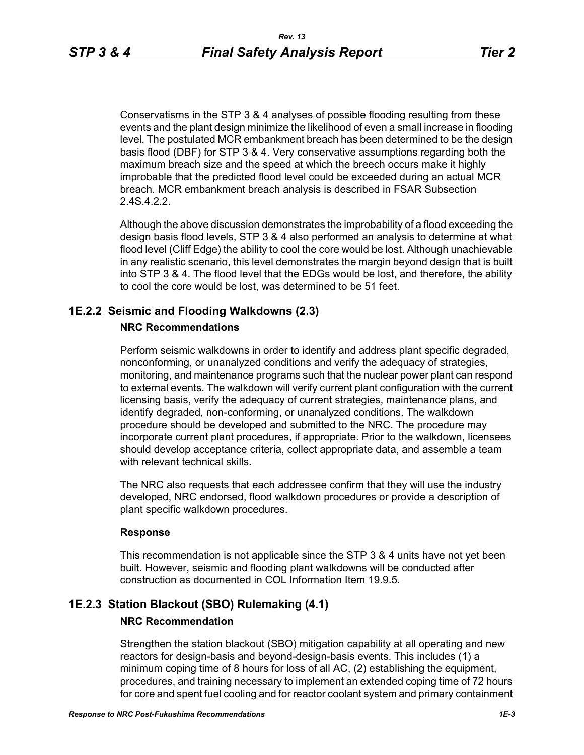Conservatisms in the STP 3 & 4 analyses of possible flooding resulting from these events and the plant design minimize the likelihood of even a small increase in flooding level. The postulated MCR embankment breach has been determined to be the design basis flood (DBF) for STP 3 & 4. Very conservative assumptions regarding both the maximum breach size and the speed at which the breech occurs make it highly improbable that the predicted flood level could be exceeded during an actual MCR breach. MCR embankment breach analysis is described in FSAR Subsection 2.4S.4.2.2.

Although the above discussion demonstrates the improbability of a flood exceeding the design basis flood levels, STP 3 & 4 also performed an analysis to determine at what flood level (Cliff Edge) the ability to cool the core would be lost. Although unachievable in any realistic scenario, this level demonstrates the margin beyond design that is built into STP 3 & 4. The flood level that the EDGs would be lost, and therefore, the ability to cool the core would be lost, was determined to be 51 feet.

## 1E.2.2 Seismic and Flooding Walkdowns (2.3)

**NRC Recommendations**

Perform seismic walkdowns in order to identify and address plant specific degraded, nonconforming, or unanalyzed conditions and verify the adequacy of strategies, monitoring, and maintenance programs such that the nuclear power plant can respond to external events. The walkdown will verify current plant configuration with the current licensing basis, verify the adequacy of current strategies, maintenance plans, and identify degraded, non-conforming, or unanalyzed conditions. The walkdown procedure should be developed and submitted to the NRC. The procedure may incorporate current plant procedures, if appropriate. Prior to the walkdown, licensees should develop acceptance criteria, collect appropriate data, and assemble a team with relevant technical skills.

The NRC also requests that each addressee confirm that they will use the industry developed, NRC endorsed, flood walkdown procedures or provide a description of plant specific walkdown procedures.

**Response**

This recommendation is not applicable since the STP 3 & 4 units have not yet been built. However, seismic and flooding plant walkdowns will be conducted after construction as documented in COL Information Item 19.9.5.

## 1E.2.3 Station Blackout (SBO) Rulemaking (4.1)

**NRC Recommendation**

Strengthen the station blackout (SBO) mitigation capability at all operating and new reactors for design-basis and beyond-design-basis events. This includes (1) a minimum coping time of 8 hours for loss of all AC, (2) establishing the equipment, procedures, and training necessary to implement an extended coping time of 72 hours for core and spent fuel cooling and for reactor coolant system and primary containment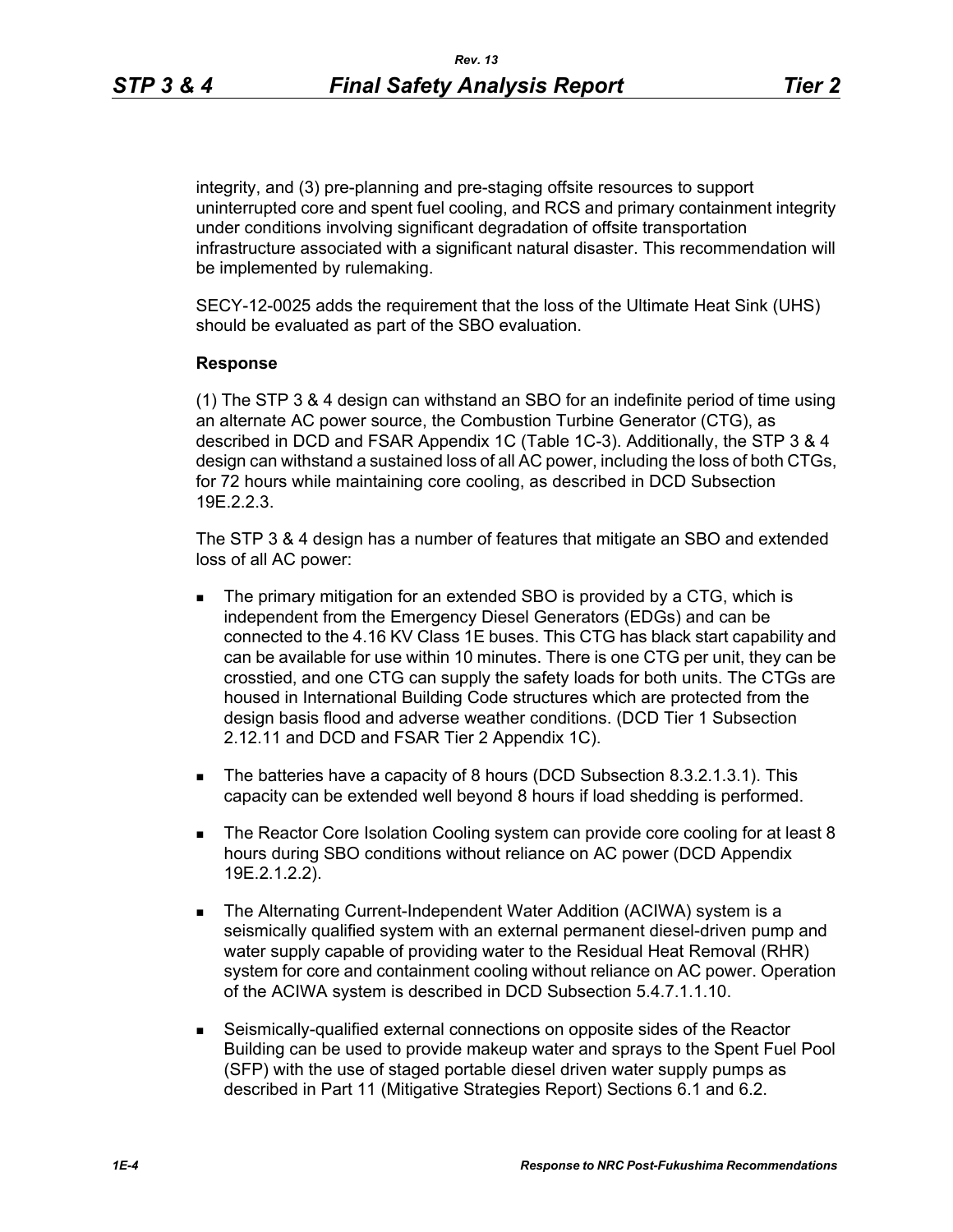integrity, and (3) pre-planning and pre-staging offsite resources to support uninterrupted core and spent fuel cooling, and RCS and primary containment integrity under conditions involving significant degradation of offsite transportation infrastructure associated with a significant natural disaster. This recommendation will be implemented by rulemaking.

SECY-12-0025 adds the requirement that the loss of the Ultimate Heat Sink (UHS) should be evaluated as part of the SBO evaluation.

**Response**

(1) The STP 3 & 4 design can withstand an SBO for an indefinite period of time using an alternate AC power source, the Combustion Turbine Generator (CTG), as described in DCD and FSAR Appendix 1C (Table 1C-3). Additionally, the STP 3 & 4 design can withstand a sustained loss of all AC power, including the loss of both CTGs, for 72 hours while maintaining core cooling, as described in DCD Subsection 19E.2.2.3.

The STP 3 & 4 design has a number of features that mitigate an SBO and extended loss of all AC power:

- The primary mitigation for an extended SBO is provided by a CTG, which is independent from the Emergency Diesel Generators (EDGs) and can be connected to the 4.16 KV Class 1E buses. This CTG has black start capability and can be available for use within 10 minutes. There is one CTG per unit, they can be crosstied, and one CTG can supply the safety loads for both units. The CTGs are housed in International Building Code structures which are protected from the design basis flood and adverse weather conditions. (DCD Tier 1 Subsection 2.12.11 and DCD and FSAR Tier 2 Appendix 1C).
- The batteries have a capacity of 8 hours (DCD Subsection 8.3.2.1.3.1). This capacity can be extended well beyond 8 hours if load shedding is performed.
- The Reactor Core Isolation Cooling system can provide core cooling for at least 8 hours during SBO conditions without reliance on AC power (DCD Appendix 19E.2.1.2.2).
- The Alternating Current-Independent Water Addition (ACIWA) system is a seismically qualified system with an external permanent diesel-driven pump and water supply capable of providing water to the Residual Heat Removal (RHR) system for core and containment cooling without reliance on AC power. Operation of the ACIWA system is described in DCD Subsection 5.4.7.1.1.10.
- Seismically-qualified external connections on opposite sides of the Reactor Building can be used to provide makeup water and sprays to the Spent Fuel Pool (SFP) with the use of staged portable diesel driven water supply pumps as described in Part 11 (Mitigative Strategies Report) Sections 6.1 and 6.2.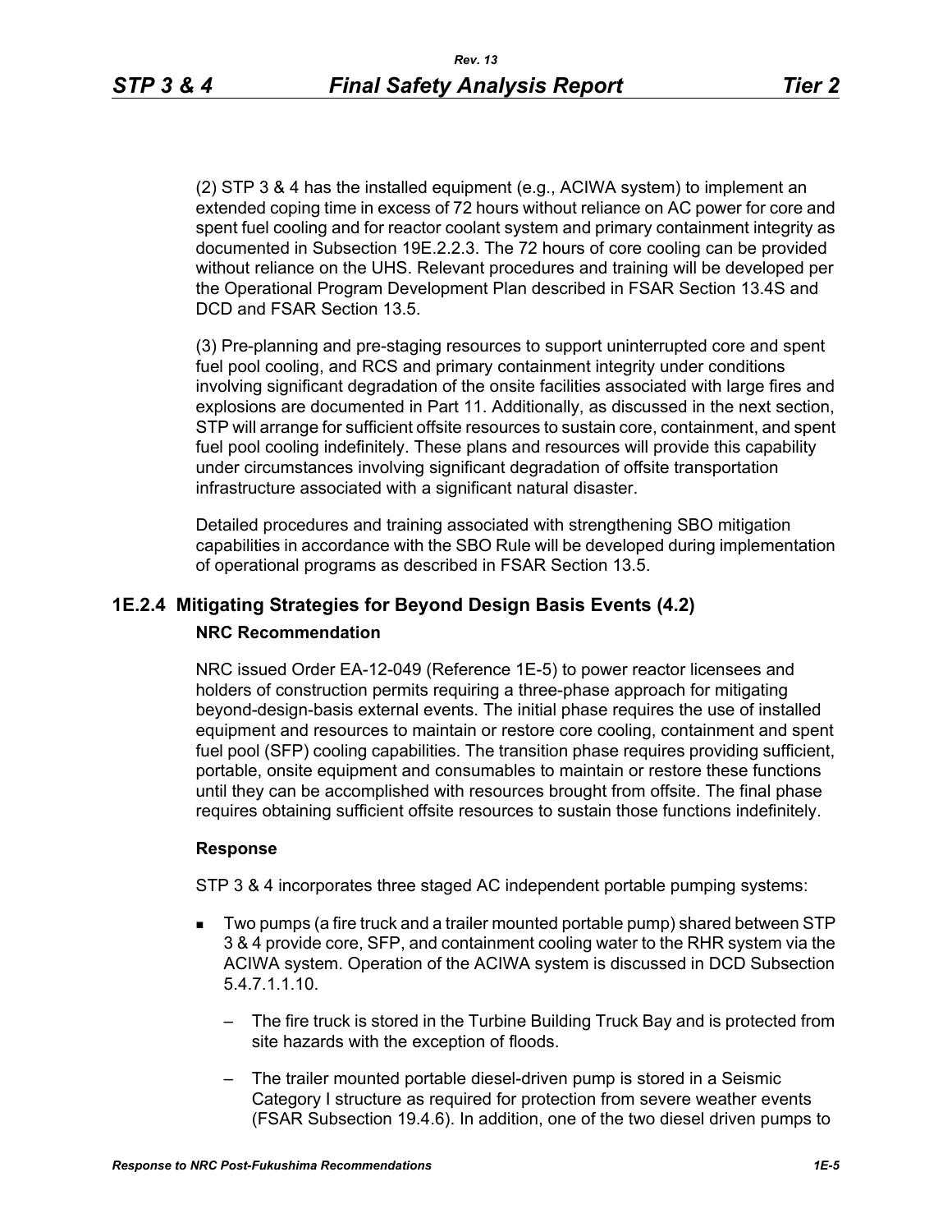(2) STP 3 & 4 has the installed equipment (e.g., ACIWA system) to implement an extended coping time in excess of 72 hours without reliance on AC power for core and spent fuel cooling and for reactor coolant system and primary containment integrity as documented in Subsection 19E.2.2.3. The 72 hours of core cooling can be provided without reliance on the UHS. Relevant procedures and training will be developed per the Operational Program Development Plan described in FSAR Section 13.4S and DCD and FSAR Section 13.5.

(3) Pre-planning and pre-staging resources to support uninterrupted core and spent fuel pool cooling, and RCS and primary containment integrity under conditions involving significant degradation of the onsite facilities associated with large fires and explosions are documented in Part 11. Additionally, as discussed in the next section, STP will arrange for sufficient offsite resources to sustain core, containment, and spent fuel pool cooling indefinitely. These plans and resources will provide this capability under circumstances involving significant degradation of offsite transportation infrastructure associated with a significant natural disaster.

Detailed procedures and training associated with strengthening SBO mitigation capabilities in accordance with the SBO Rule will be developed during implementation of operational programs as described in FSAR Section 13.5.

## 1E.2.4 Mitigating Strategies for Beyond Design Basis Events (4.2)

**NRC Recommendation**

NRC issued Order EA-12-049 (Reference 1E-5) to power reactor licensees and holders of construction permits requiring a three-phase approach for mitigating beyond-design-basis external events. The initial phase requires the use of installed equipment and resources to maintain or restore core cooling, containment and spent fuel pool (SFP) cooling capabilities. The transition phase requires providing sufficient, portable, onsite equipment and consumables to maintain or restore these functions until they can be accomplished with resources brought from offsite. The final phase requires obtaining sufficient offsite resources to sustain those functions indefinitely.

**Response**

STP 3 & 4 incorporates three staged AC independent portable pumping systems:

- Two pumps (a fire truck and a trailer mounted portable pump) shared between STP 3 & 4 provide core, SFP, and containment cooling water to the RHR system via the ACIWA system. Operation of the ACIWA system is discussed in DCD Subsection 5.4.7.1.1.10.
  - The fire truck is stored in the Turbine Building Truck Bay and is protected from site hazards with the exception of floods.
  - The trailer mounted portable diesel-driven pump is stored in a Seismic Category I structure as required for protection from severe weather events (FSAR Subsection 19.4.6). In addition, one of the two diesel driven pumps to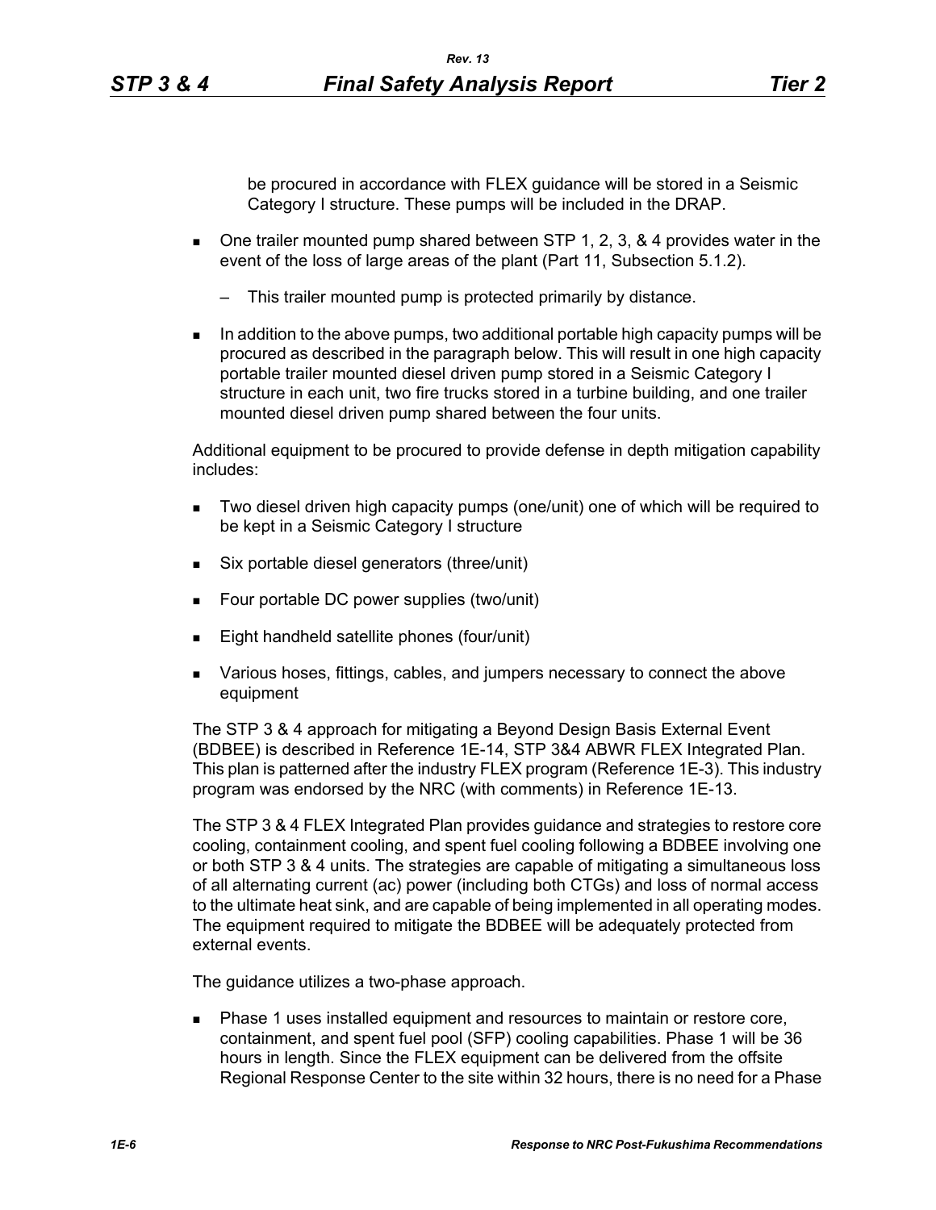be procured in accordance with FLEX guidance will be stored in a Seismic Category I structure. These pumps will be included in the DRAP.

- One trailer mounted pump shared between STP 1, 2, 3, & 4 provides water in the event of the loss of large areas of the plant (Part 11, Subsection 5.1.2).
  - This trailer mounted pump is protected primarily by distance.
- In addition to the above pumps, two additional portable high capacity pumps will be procured as described in the paragraph below. This will result in one high capacity portable trailer mounted diesel driven pump stored in a Seismic Category I structure in each unit, two fire trucks stored in a turbine building, and one trailer mounted diesel driven pump shared between the four units.

Additional equipment to be procured to provide defense in depth mitigation capability includes:

- Two diesel driven high capacity pumps (one/unit) one of which will be required to be kept in a Seismic Category I structure
- Six portable diesel generators (three/unit)
- Four portable DC power supplies (two/unit)
- Eight handheld satellite phones (four/unit)
- Various hoses, fittings, cables, and jumpers necessary to connect the above equipment

The STP 3 & 4 approach for mitigating a Beyond Design Basis External Event (BDBEE) is described in Reference 1E-14, STP 3&4 ABWR FLEX Integrated Plan. This plan is patterned after the industry FLEX program (Reference 1E-3). This industry program was endorsed by the NRC (with comments) in Reference 1E-13.

The STP 3 & 4 FLEX Integrated Plan provides guidance and strategies to restore core cooling, containment cooling, and spent fuel cooling following a BDBEE involving one or both STP 3 & 4 units. The strategies are capable of mitigating a simultaneous loss of all alternating current (ac) power (including both CTGs) and loss of normal access to the ultimate heat sink, and are capable of being implemented in all operating modes. The equipment required to mitigate the BDBEE will be adequately protected from external events.

The guidance utilizes a two-phase approach.

- Phase 1 uses installed equipment and resources to maintain or restore core, containment, and spent fuel pool (SFP) cooling capabilities. Phase 1 will be 36 hours in length. Since the FLEX equipment can be delivered from the offsite Regional Response Center to the site within 32 hours, there is no need for a Phase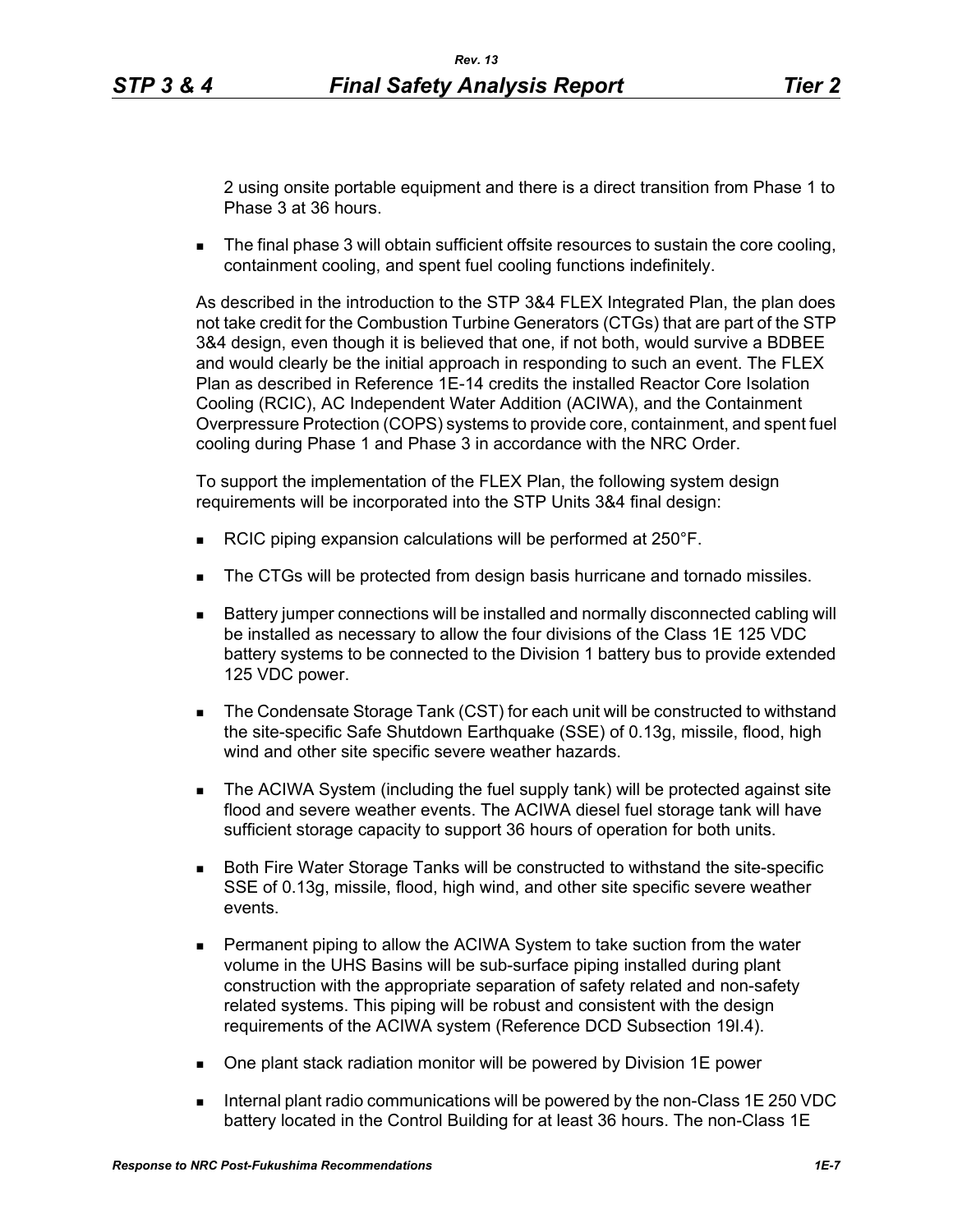2 using onsite portable equipment and there is a direct transition from Phase 1 to Phase 3 at 36 hours.

- The final phase 3 will obtain sufficient offsite resources to sustain the core cooling, containment cooling, and spent fuel cooling functions indefinitely.

As described in the introduction to the STP 3&4 FLEX Integrated Plan, the plan does not take credit for the Combustion Turbine Generators (CTGs) that are part of the STP 3&4 design, even though it is believed that one, if not both, would survive a BDBEE and would clearly be the initial approach in responding to such an event. The FLEX Plan as described in Reference 1E-14 credits the installed Reactor Core Isolation Cooling (RCIC), AC Independent Water Addition (ACIWA), and the Containment Overpressure Protection (COPS) systems to provide core, containment, and spent fuel cooling during Phase 1 and Phase 3 in accordance with the NRC Order.

To support the implementation of the FLEX Plan, the following system design requirements will be incorporated into the STP Units 3&4 final design:

- RCIC piping expansion calculations will be performed at 250°F.
- The CTGs will be protected from design basis hurricane and tornado missiles.
- Battery jumper connections will be installed and normally disconnected cabling will be installed as necessary to allow the four divisions of the Class 1E 125 VDC battery systems to be connected to the Division 1 battery bus to provide extended 125 VDC power.
- The Condensate Storage Tank (CST) for each unit will be constructed to withstand the site-specific Safe Shutdown Earthquake (SSE) of 0.13g, missile, flood, high wind and other site specific severe weather hazards.
- The ACIWA System (including the fuel supply tank) will be protected against site flood and severe weather events. The ACIWA diesel fuel storage tank will have sufficient storage capacity to support 36 hours of operation for both units.
- Both Fire Water Storage Tanks will be constructed to withstand the site-specific SSE of 0.13g, missile, flood, high wind, and other site specific severe weather events.
- Permanent piping to allow the ACIWA System to take suction from the water volume in the UHS Basins will be sub-surface piping installed during plant construction with the appropriate separation of safety related and non-safety related systems. This piping will be robust and consistent with the design requirements of the ACIWA system (Reference DCD Subsection 19I.4).
- One plant stack radiation monitor will be powered by Division 1E power
- Internal plant radio communications will be powered by the non-Class 1E 250 VDC battery located in the Control Building for at least 36 hours. The non-Class 1E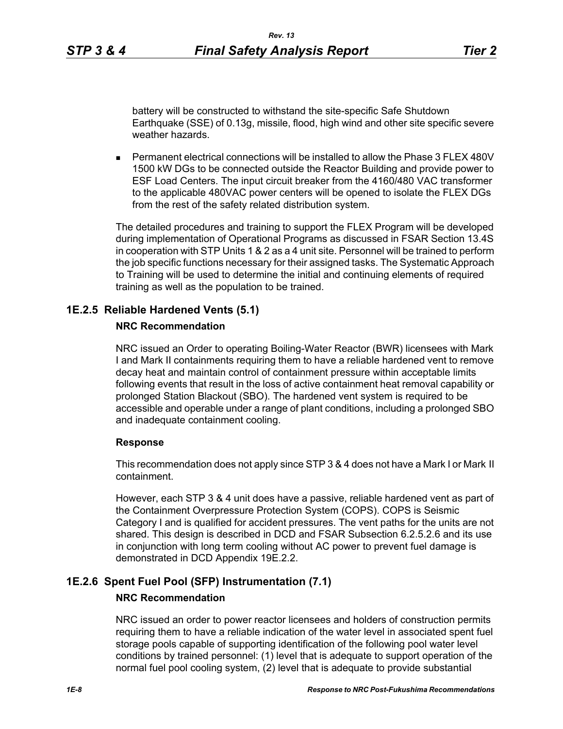battery will be constructed to withstand the site-specific Safe Shutdown Earthquake (SSE) of 0.13g, missile, flood, high wind and other site specific severe weather hazards.

- Permanent electrical connections will be installed to allow the Phase 3 FLEX 480V 1500 kW DGs to be connected outside the Reactor Building and provide power to ESF Load Centers. The input circuit breaker from the 4160/480 VAC transformer to the applicable 480VAC power centers will be opened to isolate the FLEX DGs from the rest of the safety related distribution system.

The detailed procedures and training to support the FLEX Program will be developed during implementation of Operational Programs as discussed in FSAR Section 13.4S in cooperation with STP Units 1 & 2 as a 4 unit site. Personnel will be trained to perform the job specific functions necessary for their assigned tasks. The Systematic Approach to Training will be used to determine the initial and continuing elements of required training as well as the population to be trained.

## 1E.2.5 Reliable Hardened Vents (5.1)

**NRC Recommendation**

NRC issued an Order to operating Boiling-Water Reactor (BWR) licensees with Mark I and Mark II containments requiring them to have a reliable hardened vent to remove decay heat and maintain control of containment pressure within acceptable limits following events that result in the loss of active containment heat removal capability or prolonged Station Blackout (SBO). The hardened vent system is required to be accessible and operable under a range of plant conditions, including a prolonged SBO and inadequate containment cooling.

**Response**

This recommendation does not apply since STP 3 & 4 does not have a Mark I or Mark II containment.

However, each STP 3 & 4 unit does have a passive, reliable hardened vent as part of the Containment Overpressure Protection System (COPS). COPS is Seismic Category I and is qualified for accident pressures. The vent paths for the units are not shared. This design is described in DCD and FSAR Subsection 6.2.5.2.6 and its use in conjunction with long term cooling without AC power to prevent fuel damage is demonstrated in DCD Appendix 19E.2.2.

## 1E.2.6 Spent Fuel Pool (SFP) Instrumentation (7.1)

**NRC Recommendation**

NRC issued an order to power reactor licensees and holders of construction permits requiring them to have a reliable indication of the water level in associated spent fuel storage pools capable of supporting identification of the following pool water level conditions by trained personnel: (1) level that is adequate to support operation of the normal fuel pool cooling system, (2) level that is adequate to provide substantial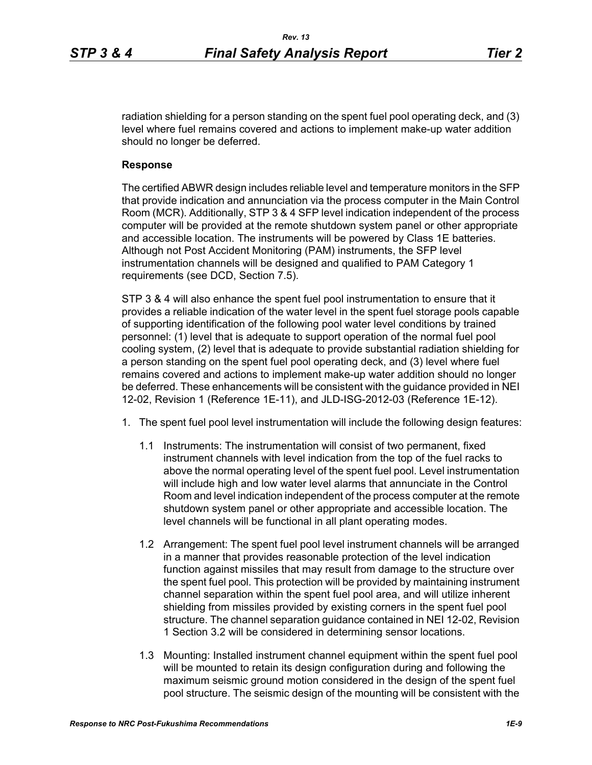radiation shielding for a person standing on the spent fuel pool operating deck, and (3) level where fuel remains covered and actions to implement make-up water addition should no longer be deferred.

**Response**

The certified ABWR design includes reliable level and temperature monitors in the SFP that provide indication and annunciation via the process computer in the Main Control Room (MCR). Additionally, STP 3 & 4 SFP level indication independent of the process computer will be provided at the remote shutdown system panel or other appropriate and accessible location. The instruments will be powered by Class 1E batteries. Although not Post Accident Monitoring (PAM) instruments, the SFP level instrumentation channels will be designed and qualified to PAM Category 1 requirements (see DCD, Section 7.5).

STP 3 & 4 will also enhance the spent fuel pool instrumentation to ensure that it provides a reliable indication of the water level in the spent fuel storage pools capable of supporting identification of the following pool water level conditions by trained personnel: (1) level that is adequate to support operation of the normal fuel pool cooling system, (2) level that is adequate to provide substantial radiation shielding for a person standing on the spent fuel pool operating deck, and (3) level where fuel remains covered and actions to implement make-up water addition should no longer be deferred. These enhancements will be consistent with the guidance provided in NEI 12-02, Revision 1 (Reference 1E-11), and JLD-ISG-2012-03 (Reference 1E-12).

1. The spent fuel pool level instrumentation will include the following design features:

   1.1 Instruments: The instrumentation will consist of two permanent, fixed instrument channels with level indication from the top of the fuel racks to above the normal operating level of the spent fuel pool. Level instrumentation will include high and low water level alarms that annunciate in the Control Room and level indication independent of the process computer at the remote shutdown system panel or other appropriate and accessible location. The level channels will be functional in all plant operating modes.

   1.2 Arrangement: The spent fuel pool level instrument channels will be arranged in a manner that provides reasonable protection of the level indication function against missiles that may result from damage to the structure over the spent fuel pool. This protection will be provided by maintaining instrument channel separation within the spent fuel pool area, and will utilize inherent shielding from missiles provided by existing corners in the spent fuel pool structure. The channel separation guidance contained in NEI 12-02, Revision 1 Section 3.2 will be considered in determining sensor locations.

   1.3 Mounting: Installed instrument channel equipment within the spent fuel pool will be mounted to retain its design configuration during and following the maximum seismic ground motion considered in the design of the spent fuel pool structure. The seismic design of the mounting will be consistent with the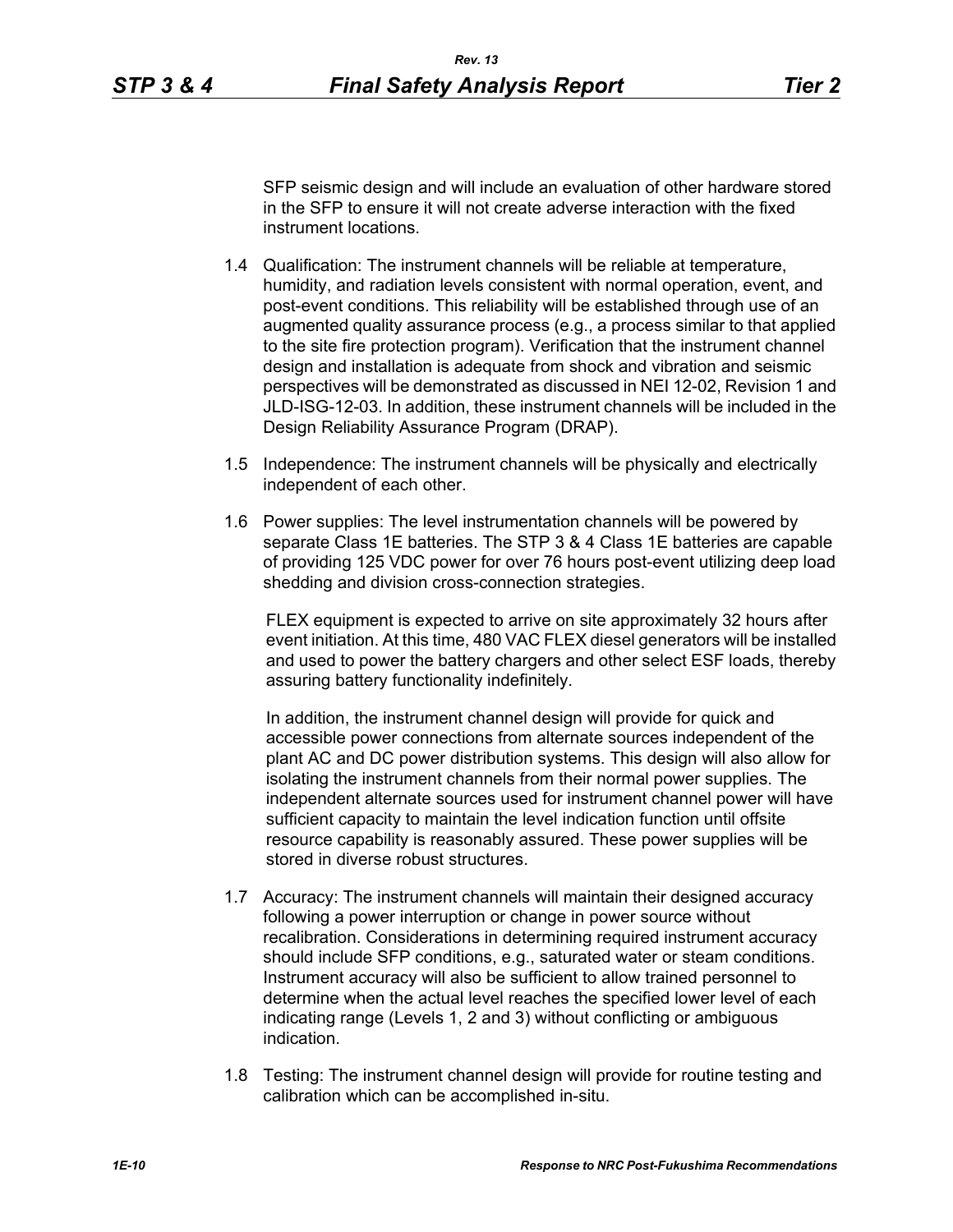SFP seismic design and will include an evaluation of other hardware stored in the SFP to ensure it will not create adverse interaction with the fixed instrument locations.

1.4 Qualification: The instrument channels will be reliable at temperature, humidity, and radiation levels consistent with normal operation, event, and post-event conditions. This reliability will be established through use of an augmented quality assurance process (e.g., a process similar to that applied to the site fire protection program). Verification that the instrument channel design and installation is adequate from shock and vibration and seismic perspectives will be demonstrated as discussed in NEI 12-02, Revision 1 and JLD-ISG-12-03. In addition, these instrument channels will be included in the Design Reliability Assurance Program (DRAP).

1.5 Independence: The instrument channels will be physically and electrically independent of each other.

1.6 Power supplies: The level instrumentation channels will be powered by separate Class 1E batteries. The STP 3 & 4 Class 1E batteries are capable of providing 125 VDC power for over 76 hours post-event utilizing deep load shedding and division cross-connection strategies.

FLEX equipment is expected to arrive on site approximately 32 hours after event initiation. At this time, 480 VAC FLEX diesel generators will be installed and used to power the battery chargers and other select ESF loads, thereby assuring battery functionality indefinitely.

In addition, the instrument channel design will provide for quick and accessible power connections from alternate sources independent of the plant AC and DC power distribution systems. This design will also allow for isolating the instrument channels from their normal power supplies. The independent alternate sources used for instrument channel power will have sufficient capacity to maintain the level indication function until offsite resource capability is reasonably assured. These power supplies will be stored in diverse robust structures.

1.7 Accuracy: The instrument channels will maintain their designed accuracy following a power interruption or change in power source without recalibration. Considerations in determining required instrument accuracy should include SFP conditions, e.g., saturated water or steam conditions. Instrument accuracy will also be sufficient to allow trained personnel to determine when the actual level reaches the specified lower level of each indicating range (Levels 1, 2 and 3) without conflicting or ambiguous indication.

1.8 Testing: The instrument channel design will provide for routine testing and calibration which can be accomplished in-situ.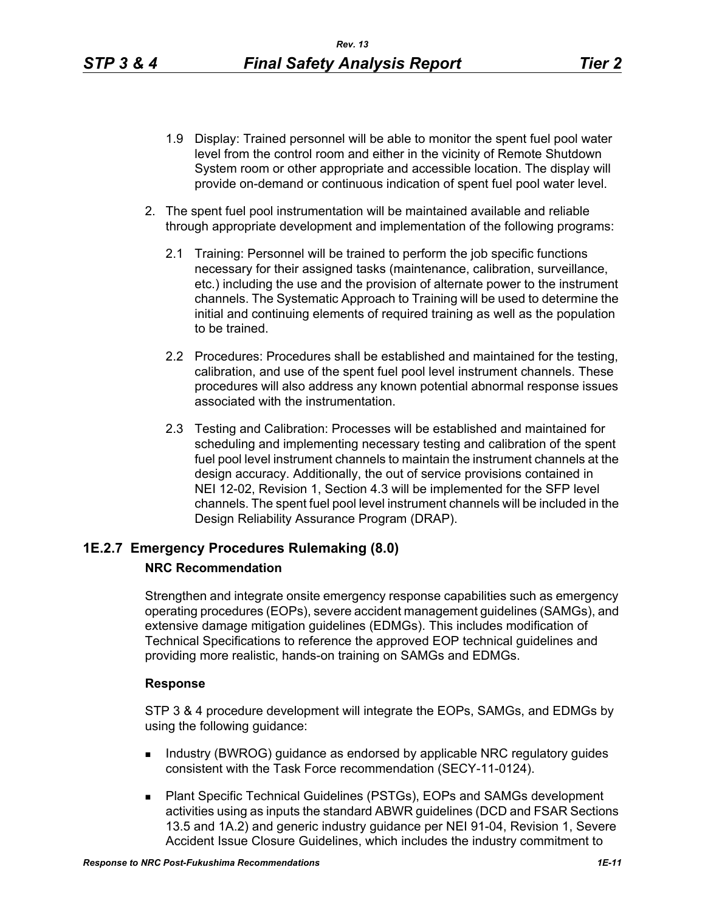1.9 Display: Trained personnel will be able to monitor the spent fuel pool water level from the control room and either in the vicinity of Remote Shutdown System room or other appropriate and accessible location. The display will provide on-demand or continuous indication of spent fuel pool water level.

2. The spent fuel pool instrumentation will be maintained available and reliable through appropriate development and implementation of the following programs:

   2.1 Training: Personnel will be trained to perform the job specific functions necessary for their assigned tasks (maintenance, calibration, surveillance, etc.) including the use and the provision of alternate power to the instrument channels. The Systematic Approach to Training will be used to determine the initial and continuing elements of required training as well as the population to be trained.

   2.2 Procedures: Procedures shall be established and maintained for the testing, calibration, and use of the spent fuel pool level instrument channels. These procedures will also address any known potential abnormal response issues associated with the instrumentation.

   2.3 Testing and Calibration: Processes will be established and maintained for scheduling and implementing necessary testing and calibration of the spent fuel pool level instrument channels to maintain the instrument channels at the design accuracy. Additionally, the out of service provisions contained in NEI 12-02, Revision 1, Section 4.3 will be implemented for the SFP level channels. The spent fuel pool level instrument channels will be included in the Design Reliability Assurance Program (DRAP).

## 1E.2.7 Emergency Procedures Rulemaking (8.0)

**NRC Recommendation**

Strengthen and integrate onsite emergency response capabilities such as emergency operating procedures (EOPs), severe accident management guidelines (SAMGs), and extensive damage mitigation guidelines (EDMGs). This includes modification of Technical Specifications to reference the approved EOP technical guidelines and providing more realistic, hands-on training on SAMGs and EDMGs.

**Response**

STP 3 & 4 procedure development will integrate the EOPs, SAMGs, and EDMGs by using the following guidance:

- Industry (BWROG) guidance as endorsed by applicable NRC regulatory guides consistent with the Task Force recommendation (SECY-11-0124).
- Plant Specific Technical Guidelines (PSTGs), EOPs and SAMGs development activities using as inputs the standard ABWR guidelines (DCD and FSAR Sections 13.5 and 1A.2) and generic industry guidance per NEI 91-04, Revision 1, Severe Accident Issue Closure Guidelines, which includes the industry commitment to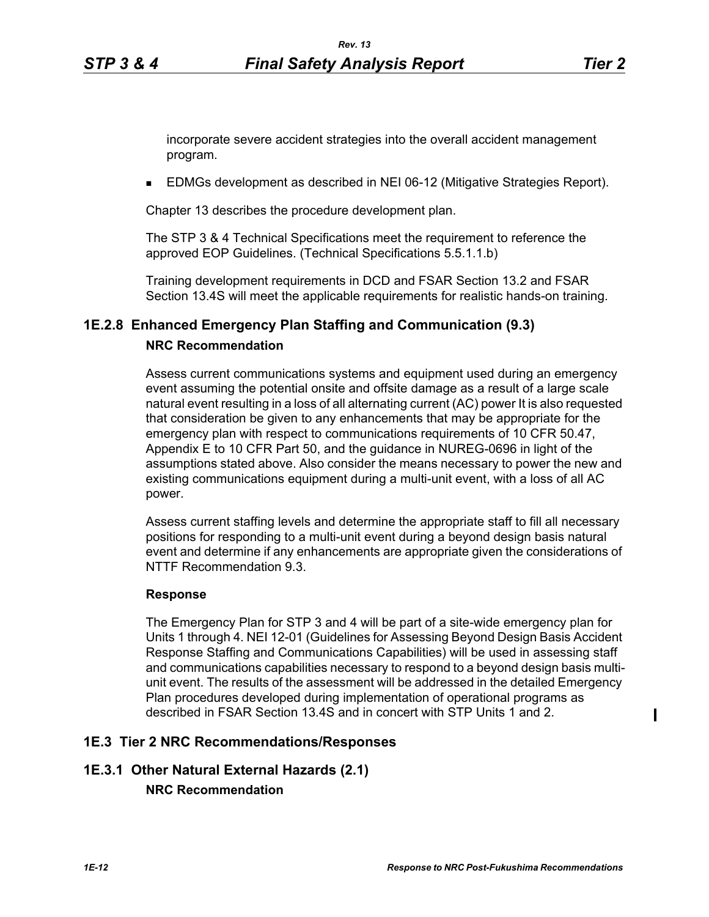incorporate severe accident strategies into the overall accident management program.

- EDMGs development as described in NEI 06-12 (Mitigative Strategies Report).

Chapter 13 describes the procedure development plan.

The STP 3 & 4 Technical Specifications meet the requirement to reference the approved EOP Guidelines. (Technical Specifications 5.5.1.1.b)

Training development requirements in DCD and FSAR Section 13.2 and FSAR Section 13.4S will meet the applicable requirements for realistic hands-on training.

## 1E.2.8 Enhanced Emergency Plan Staffing and Communication (9.3)

**NRC Recommendation**

Assess current communications systems and equipment used during an emergency event assuming the potential onsite and offsite damage as a result of a large scale natural event resulting in a loss of all alternating current (AC) power It is also requested that consideration be given to any enhancements that may be appropriate for the emergency plan with respect to communications requirements of 10 CFR 50.47, Appendix E to 10 CFR Part 50, and the guidance in NUREG-0696 in light of the assumptions stated above. Also consider the means necessary to power the new and existing communications equipment during a multi-unit event, with a loss of all AC power.

Assess current staffing levels and determine the appropriate staff to fill all necessary positions for responding to a multi-unit event during a beyond design basis natural event and determine if any enhancements are appropriate given the considerations of NTTF Recommendation 9.3.

**Response**

The Emergency Plan for STP 3 and 4 will be part of a site-wide emergency plan for Units 1 through 4. NEI 12-01 (Guidelines for Assessing Beyond Design Basis Accident Response Staffing and Communications Capabilities) will be used in assessing staff and communications capabilities necessary to respond to a beyond design basis multi-unit event. The results of the assessment will be addressed in the detailed Emergency Plan procedures developed during implementation of operational programs as described in FSAR Section 13.4S and in concert with STP Units 1 and 2.

## 1E.3 Tier 2 NRC Recommendations/Responses

## 1E.3.1 Other Natural External Hazards (2.1)

**NRC Recommendation**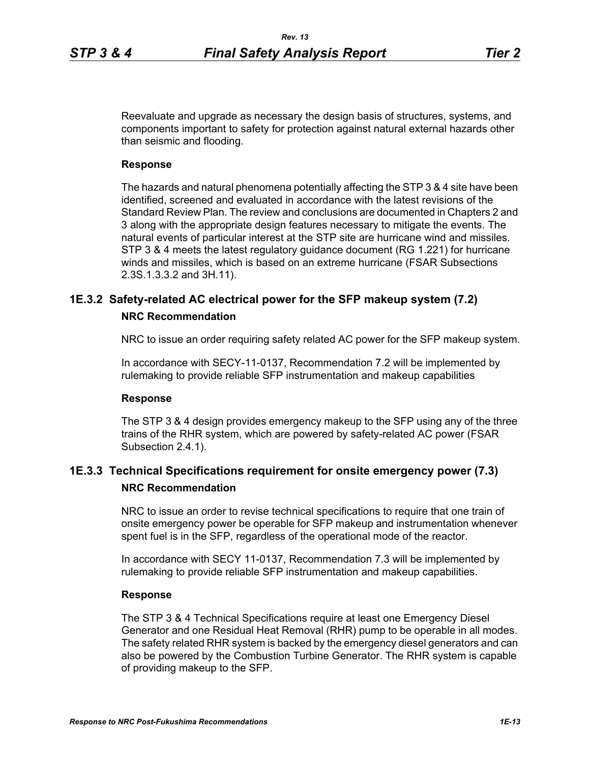Reevaluate and upgrade as necessary the design basis of structures, systems, and components important to safety for protection against natural external hazards other than seismic and flooding.

**Response**

The hazards and natural phenomena potentially affecting the STP 3 & 4 site have been identified, screened and evaluated in accordance with the latest revisions of the Standard Review Plan. The review and conclusions are documented in Chapters 2 and 3 along with the appropriate design features necessary to mitigate the events. The natural events of particular interest at the STP site are hurricane wind and missiles. STP 3 & 4 meets the latest regulatory guidance document (RG 1.221) for hurricane winds and missiles, which is based on an extreme hurricane (FSAR Subsections 2.3S.1.3.3.2 and 3H.11).

## 1E.3.2 Safety-related AC electrical power for the SFP makeup system (7.2)

**NRC Recommendation**

NRC to issue an order requiring safety related AC power for the SFP makeup system.

In accordance with SECY-11-0137, Recommendation 7.2 will be implemented by rulemaking to provide reliable SFP instrumentation and makeup capabilities

**Response**

The STP 3 & 4 design provides emergency makeup to the SFP using any of the three trains of the RHR system, which are powered by safety-related AC power (FSAR Subsection 2.4.1).

## 1E.3.3 Technical Specifications requirement for onsite emergency power (7.3)

**NRC Recommendation**

NRC to issue an order to revise technical specifications to require that one train of onsite emergency power be operable for SFP makeup and instrumentation whenever spent fuel is in the SFP, regardless of the operational mode of the reactor.

In accordance with SECY 11-0137, Recommendation 7.3 will be implemented by rulemaking to provide reliable SFP instrumentation and makeup capabilities.

**Response**

The STP 3 & 4 Technical Specifications require at least one Emergency Diesel Generator and one Residual Heat Removal (RHR) pump to be operable in all modes. The safety related RHR system is backed by the emergency diesel generators and can also be powered by the Combustion Turbine Generator. The RHR system is capable of providing makeup to the SFP.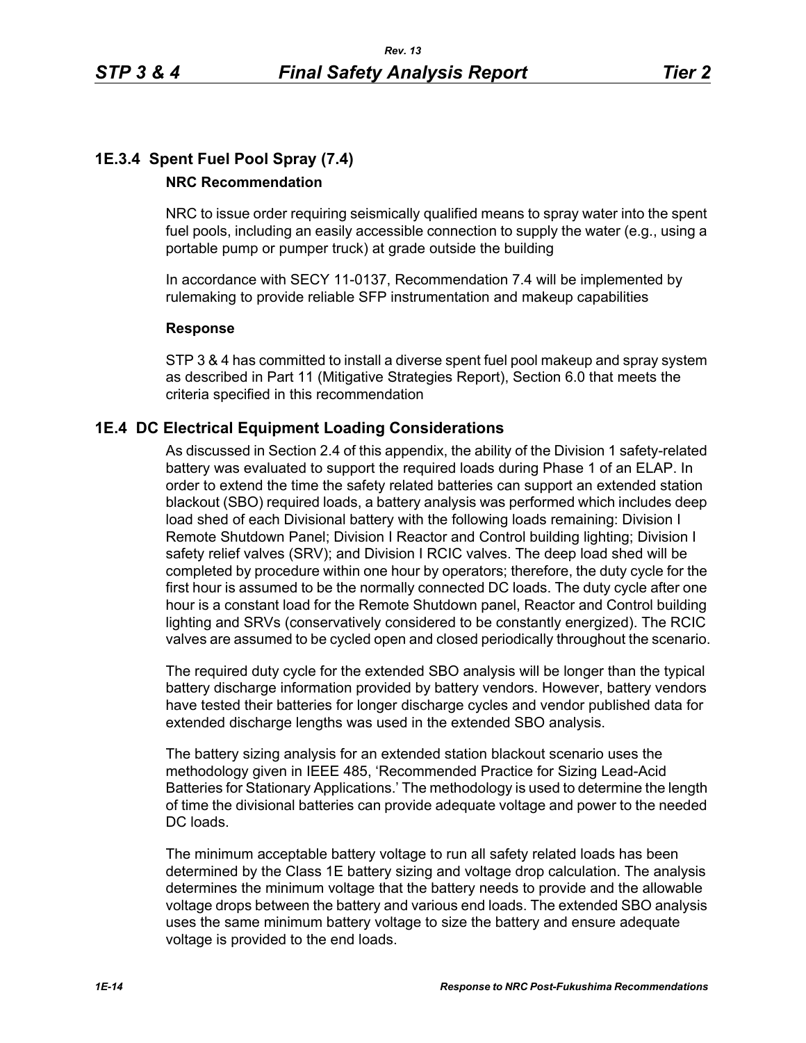### 1E.3.4 Spent Fuel Pool Spray (7.4)

**NRC Recommendation**

NRC to issue order requiring seismically qualified means to spray water into the spent fuel pools, including an easily accessible connection to supply the water (e.g., using a portable pump or pumper truck) at grade outside the building

In accordance with SECY 11-0137, Recommendation 7.4 will be implemented by rulemaking to provide reliable SFP instrumentation and makeup capabilities

**Response**

STP 3 & 4 has committed to install a diverse spent fuel pool makeup and spray system as described in Part 11 (Mitigative Strategies Report), Section 6.0 that meets the criteria specified in this recommendation

## 1E.4 DC Electrical Equipment Loading Considerations

As discussed in Section 2.4 of this appendix, the ability of the Division 1 safety-related battery was evaluated to support the required loads during Phase 1 of an ELAP. In order to extend the time the safety related batteries can support an extended station blackout (SBO) required loads, a battery analysis was performed which includes deep load shed of each Divisional battery with the following loads remaining: Division I Remote Shutdown Panel; Division I Reactor and Control building lighting; Division I safety relief valves (SRV); and Division I RCIC valves. The deep load shed will be completed by procedure within one hour by operators; therefore, the duty cycle for the first hour is assumed to be the normally connected DC loads. The duty cycle after one hour is a constant load for the Remote Shutdown panel, Reactor and Control building lighting and SRVs (conservatively considered to be constantly energized). The RCIC valves are assumed to be cycled open and closed periodically throughout the scenario.

The required duty cycle for the extended SBO analysis will be longer than the typical battery discharge information provided by battery vendors. However, battery vendors have tested their batteries for longer discharge cycles and vendor published data for extended discharge lengths was used in the extended SBO analysis.

The battery sizing analysis for an extended station blackout scenario uses the methodology given in IEEE 485, 'Recommended Practice for Sizing Lead-Acid Batteries for Stationary Applications.' The methodology is used to determine the length of time the divisional batteries can provide adequate voltage and power to the needed DC loads.

The minimum acceptable battery voltage to run all safety related loads has been determined by the Class 1E battery sizing and voltage drop calculation. The analysis determines the minimum voltage that the battery needs to provide and the allowable voltage drops between the battery and various end loads. The extended SBO analysis uses the same minimum battery voltage to size the battery and ensure adequate voltage is provided to the end loads.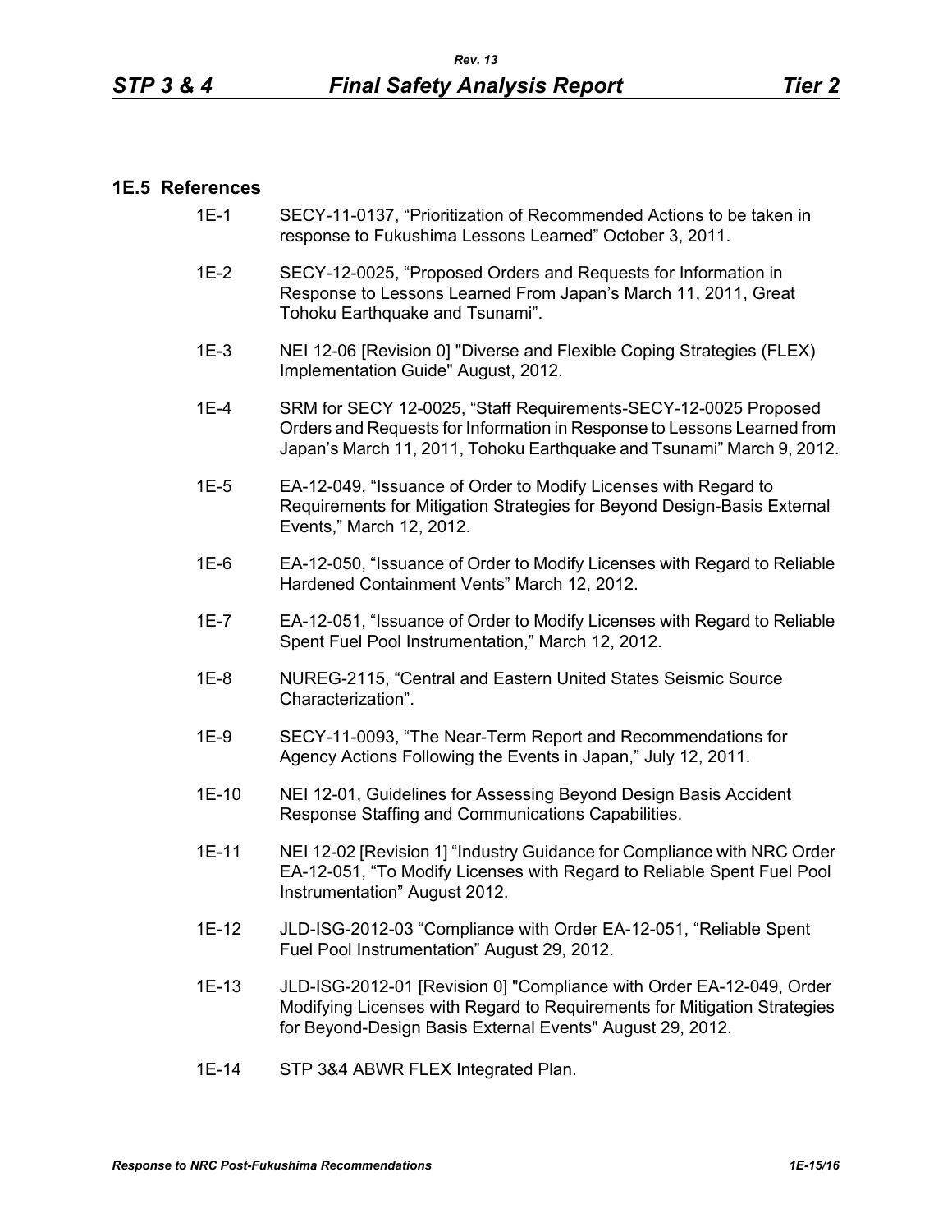## 1E.5 References

1E-1 SECY-11-0137, “Prioritization of Recommended Actions to be taken in response to Fukushima Lessons Learned” October 3, 2011.

1E-2 SECY-12-0025, “Proposed Orders and Requests for Information in Response to Lessons Learned From Japan’s March 11, 2011, Great Tohoku Earthquake and Tsunami”.

1E-3 NEI 12-06 [Revision 0] "Diverse and Flexible Coping Strategies (FLEX) Implementation Guide" August, 2012.

1E-4 SRM for SECY 12-0025, “Staff Requirements-SECY-12-0025 Proposed Orders and Requests for Information in Response to Lessons Learned from Japan’s March 11, 2011, Tohoku Earthquake and Tsunami” March 9, 2012.

1E-5 EA-12-049, “Issuance of Order to Modify Licenses with Regard to Requirements for Mitigation Strategies for Beyond Design-Basis External Events,” March 12, 2012.

1E-6 EA-12-050, “Issuance of Order to Modify Licenses with Regard to Reliable Hardened Containment Vents” March 12, 2012.

1E-7 EA-12-051, “Issuance of Order to Modify Licenses with Regard to Reliable Spent Fuel Pool Instrumentation,” March 12, 2012.

1E-8 NUREG-2115, “Central and Eastern United States Seismic Source Characterization”.

1E-9 SECY-11-0093, “The Near-Term Report and Recommendations for Agency Actions Following the Events in Japan,” July 12, 2011.

1E-10 NEI 12-01, Guidelines for Assessing Beyond Design Basis Accident Response Staffing and Communications Capabilities.

1E-11 NEI 12-02 [Revision 1] “Industry Guidance for Compliance with NRC Order EA-12-051, “To Modify Licenses with Regard to Reliable Spent Fuel Pool Instrumentation” August 2012.

1E-12 JLD-ISG-2012-03 “Compliance with Order EA-12-051, “Reliable Spent Fuel Pool Instrumentation” August 29, 2012.

1E-13 JLD-ISG-2012-01 [Revision 0] "Compliance with Order EA-12-049, Order Modifying Licenses with Regard to Requirements for Mitigation Strategies for Beyond-Design Basis External Events" August 29, 2012.

1E-14 STP 3&4 ABWR FLEX Integrated Plan.